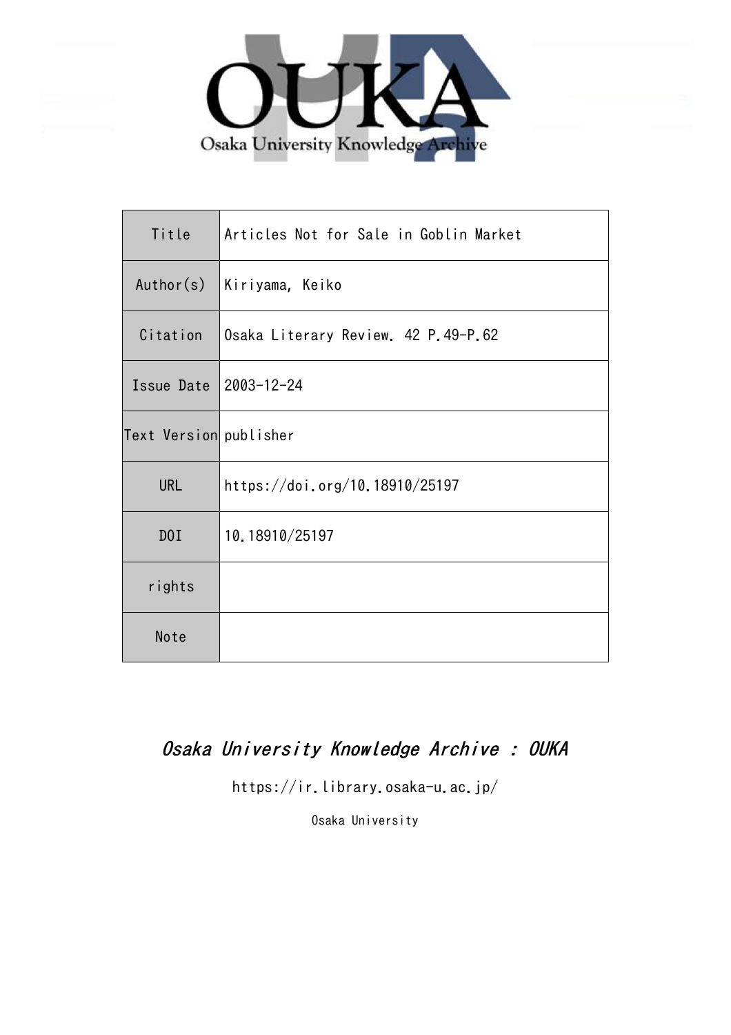| Title | Articles Not for Sale in Goblin Market |
|---|---|
| Author(s) | Kiriyama, Keiko |
| Citation | Osaka Literary Review. 42 P.49-P.62 |
| Issue Date | 2003-12-24 |
| Text Version | publisher |
| URL | https://doi.org/10.18910/25197 |
| DOI | 10.18910/25197 |
| rights | |
| Note | |

*Osaka University Knowledge Archive : OUKA*

https://ir.library.osaka-u.ac.jp/

Osaka University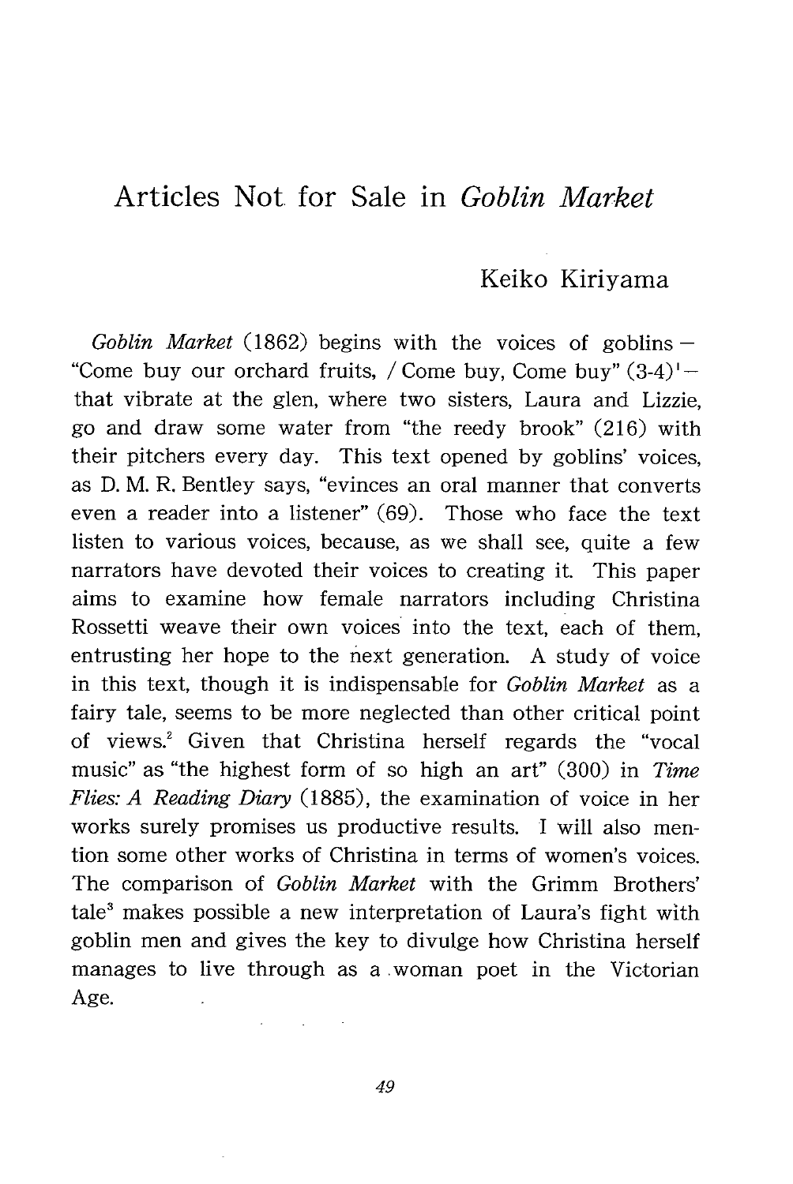# Articles Not for Sale in *Goblin Market*

Keiko Kiriyama

*Goblin Market* (1862) begins with the voices of goblins – "Come buy our orchard fruits, / Come buy, Come buy" (3-4)[1] – that vibrate at the glen, where two sisters, Laura and Lizzie, go and draw some water from "the reedy brook" (216) with their pitchers every day. This text opened by goblins' voices, as D. M. R. Bentley says, "evinces an oral manner that converts even a reader into a listener" (69). Those who face the text listen to various voices, because, as we shall see, quite a few narrators have devoted their voices to creating it. This paper aims to examine how female narrators including Christina Rossetti weave their own voices into the text, each of them, entrusting her hope to the next generation. A study of voice in this text, though it is indispensable for *Goblin Market* as a fairy tale, seems to be more neglected than other critical point of views.[2] Given that Christina herself regards the "vocal music" as "the highest form of so high an art" (300) in *Time Flies: A Reading Diary* (1885), the examination of voice in her works surely promises us productive results. I will also mention some other works of Christina in terms of women's voices. The comparison of *Goblin Market* with the Grimm Brothers' tale[3] makes possible a new interpretation of Laura's fight with goblin men and gives the key to divulge how Christina herself manages to live through as a woman poet in the Victorian Age.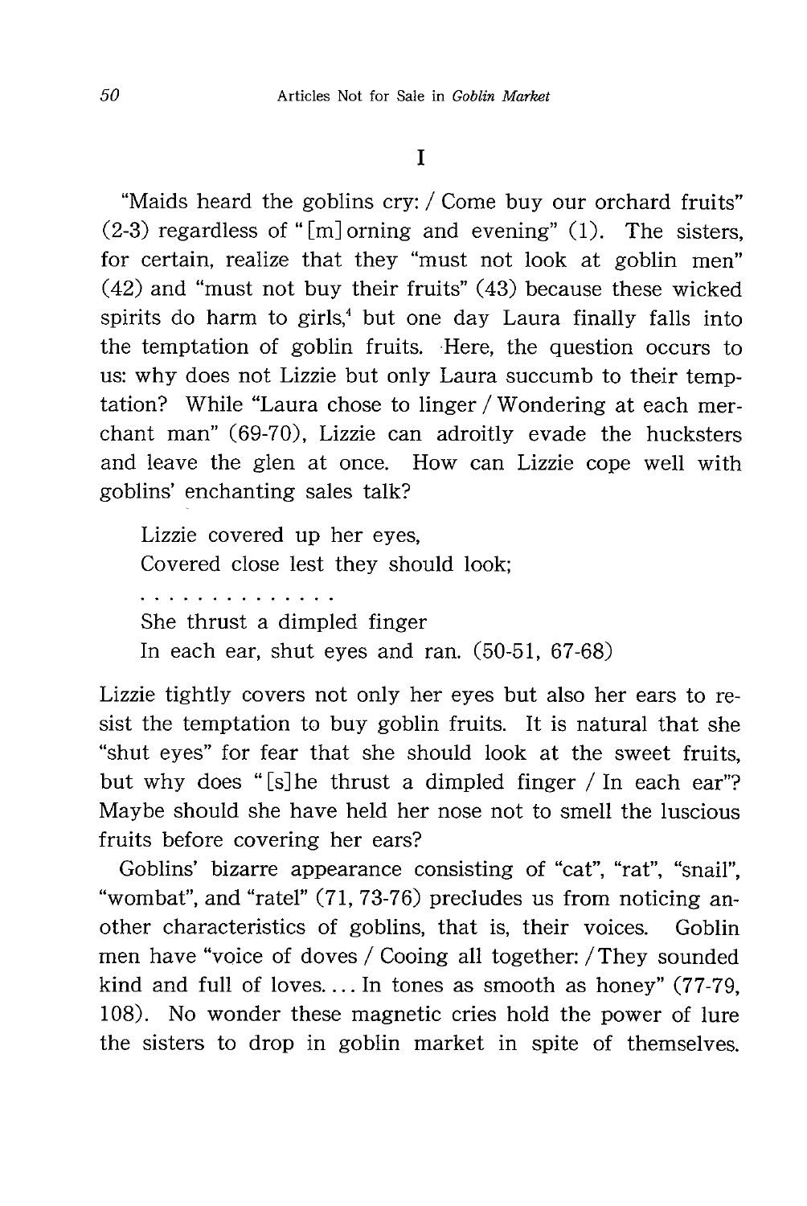# I

"Maids heard the goblins cry: / Come buy our orchard fruits" (2-3) regardless of "[m]orning and evening" (1). The sisters, for certain, realize that they "must not look at goblin men" (42) and "must not buy their fruits" (43) because these wicked spirits do harm to girls,[4] but one day Laura finally falls into the temptation of goblin fruits. Here, the question occurs to us: why does not Lizzie but only Laura succumb to their temptation? While "Laura chose to linger / Wondering at each merchant man" (69-70), Lizzie can adroitly evade the hucksters and leave the glen at once. How can Lizzie cope well with goblins' enchanting sales talk?

> Lizzie covered up her eyes,
> Covered close lest they should look;
> . . . . . . . . . . . . . .
> She thrust a dimpled finger
> In each ear, shut eyes and ran. (50-51, 67-68)

Lizzie tightly covers not only her eyes but also her ears to resist the temptation to buy goblin fruits. It is natural that she "shut eyes" for fear that she should look at the sweet fruits, but why does "[s]he thrust a dimpled finger / In each ear"? Maybe should she have held her nose not to smell the luscious fruits before covering her ears?

Goblins' bizarre appearance consisting of "cat", "rat", "snail", "wombat", and "ratel" (71, 73-76) precludes us from noticing another characteristics of goblins, that is, their voices. Goblin men have "voice of doves / Cooing all together: / They sounded kind and full of loves. . . . In tones as smooth as honey" (77-79, 108). No wonder these magnetic cries hold the power of lure the sisters to drop in goblin market in spite of themselves.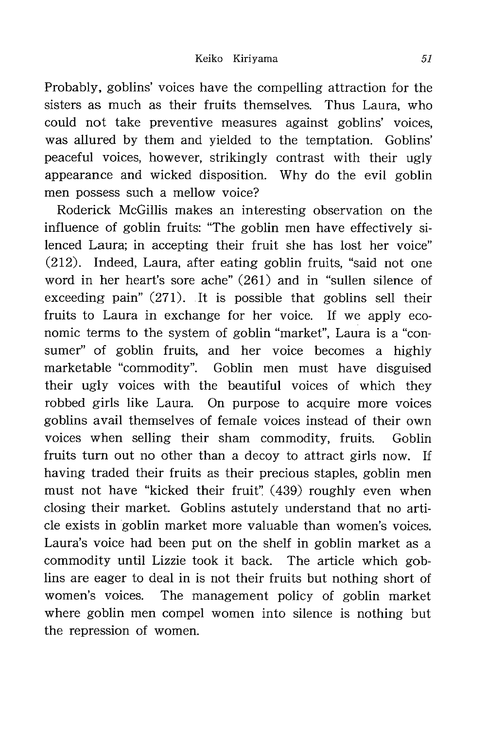Probably, goblins' voices have the compelling attraction for the sisters as much as their fruits themselves. Thus Laura, who could not take preventive measures against goblins' voices, was allured by them and yielded to the temptation. Goblins' peaceful voices, however, strikingly contrast with their ugly appearance and wicked disposition. Why do the evil goblin men possess such a mellow voice?

Roderick McGillis makes an interesting observation on the influence of goblin fruits: "The goblin men have effectively silenced Laura; in accepting their fruit she has lost her voice" (212). Indeed, Laura, after eating goblin fruits, "said not one word in her heart's sore ache" (261) and in "sullen silence of exceeding pain" (271). It is possible that goblins sell their fruits to Laura in exchange for her voice. If we apply economic terms to the system of goblin "market", Laura is a "consumer" of goblin fruits, and her voice becomes a highly marketable "commodity". Goblin men must have disguised their ugly voices with the beautiful voices of which they robbed girls like Laura. On purpose to acquire more voices goblins avail themselves of female voices instead of their own voices when selling their sham commodity, fruits. Goblin fruits turn out no other than a decoy to attract girls now. If having traded their fruits as their precious staples, goblin men must not have "kicked their fruit" (439) roughly even when closing their market. Goblins astutely understand that no article exists in goblin market more valuable than women's voices. Laura's voice had been put on the shelf in goblin market as a commodity until Lizzie took it back. The article which goblins are eager to deal in is not their fruits but nothing short of women's voices. The management policy of goblin market where goblin men compel women into silence is nothing but the repression of women.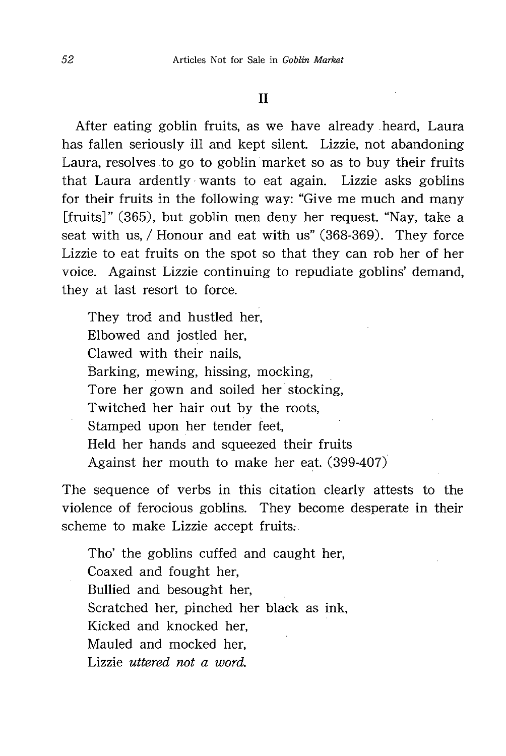## II

After eating goblin fruits, as we have already heard, Laura has fallen seriously ill and kept silent. Lizzie, not abandoning Laura, resolves to go to goblin market so as to buy their fruits that Laura ardently wants to eat again. Lizzie asks goblins for their fruits in the following way: "Give me much and many [fruits]" (365), but goblin men deny her request. "Nay, take a seat with us, / Honour and eat with us" (368-369). They force Lizzie to eat fruits on the spot so that they can rob her of her voice. Against Lizzie continuing to repudiate goblins' demand, they at last resort to force.

> They trod and hustled her,
> Elbowed and jostled her,
> Clawed with their nails,
> Barking, mewing, hissing, mocking,
> Tore her gown and soiled her stocking,
> Twitched her hair out by the roots,
> Stamped upon her tender feet,
> Held her hands and squeezed their fruits
> Against her mouth to make her eat. (399-407)

The sequence of verbs in this citation clearly attests to the violence of ferocious goblins. They become desperate in their scheme to make Lizzie accept fruits.

> Tho' the goblins cuffed and caught her,
> Coaxed and fought her,
> Bullied and besought her,
> Scratched her, pinched her black as ink,
> Kicked and knocked her,
> Mauled and mocked her,
> Lizzie *uttered not a word.*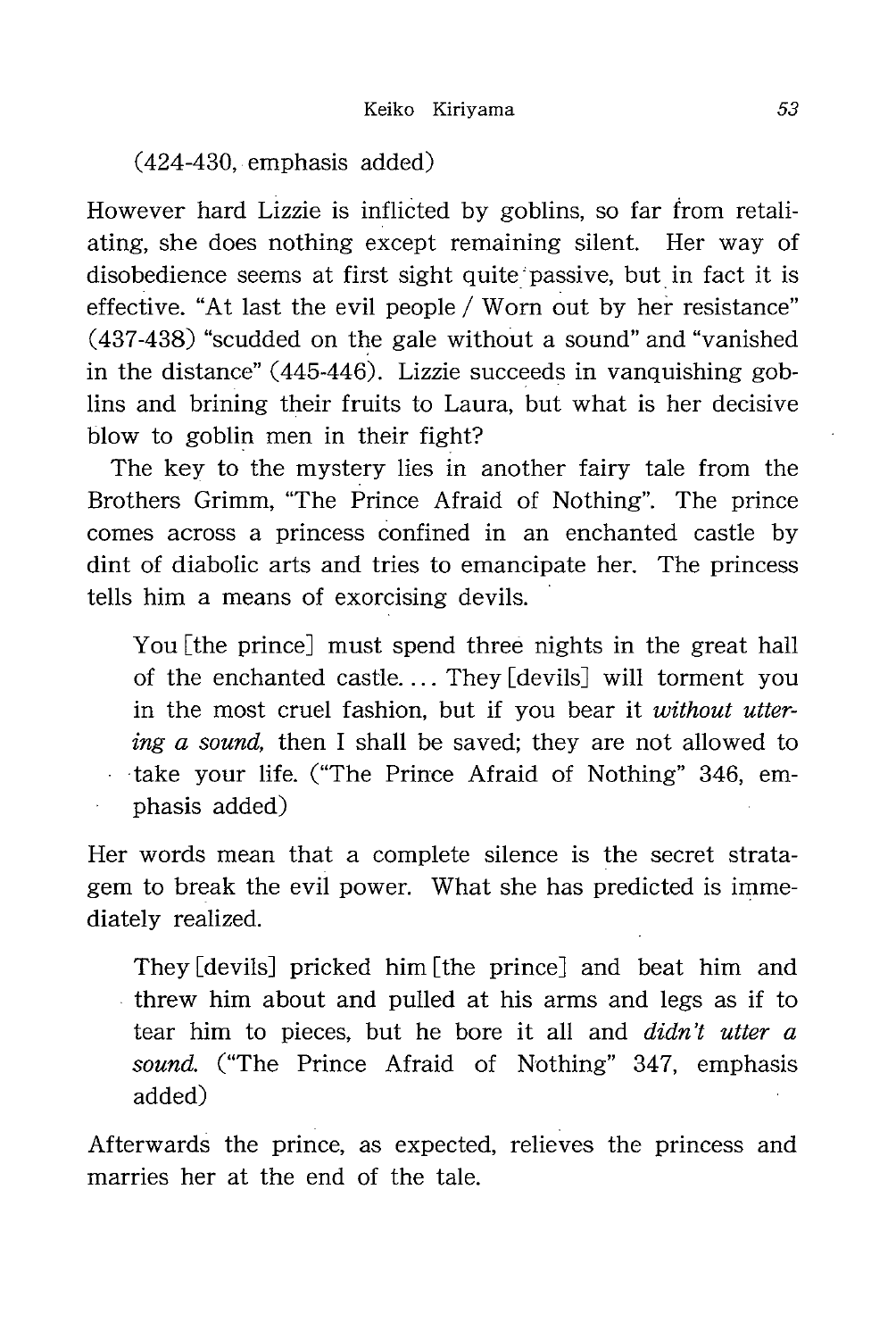(424-430, emphasis added)

However hard Lizzie is inflicted by goblins, so far from retaliating, she does nothing except remaining silent. Her way of disobedience seems at first sight quite passive, but in fact it is effective. "At last the evil people / Worn out by her resistance" (437-438) "scudded on the gale without a sound" and "vanished in the distance" (445-446). Lizzie succeeds in vanquishing goblins and brining their fruits to Laura, but what is her decisive blow to goblin men in their fight?

The key to the mystery lies in another fairy tale from the Brothers Grimm, "The Prince Afraid of Nothing". The prince comes across a princess confined in an enchanted castle by dint of diabolic arts and tries to emancipate her. The princess tells him a means of exorcising devils.

> You [the prince] must spend three nights in the great hall of the enchanted castle.... They [devils] will torment you in the most cruel fashion, but if you bear it *without uttering a sound,* then I shall be saved; they are not allowed to take your life. ("The Prince Afraid of Nothing" 346, emphasis added)

Her words mean that a complete silence is the secret stratagem to break the evil power. What she has predicted is immediately realized.

> They [devils] pricked him [the prince] and beat him and threw him about and pulled at his arms and legs as if to tear him to pieces, but he bore it all and *didn't utter a sound.* ("The Prince Afraid of Nothing" 347, emphasis added)

Afterwards the prince, as expected, relieves the princess and marries her at the end of the tale.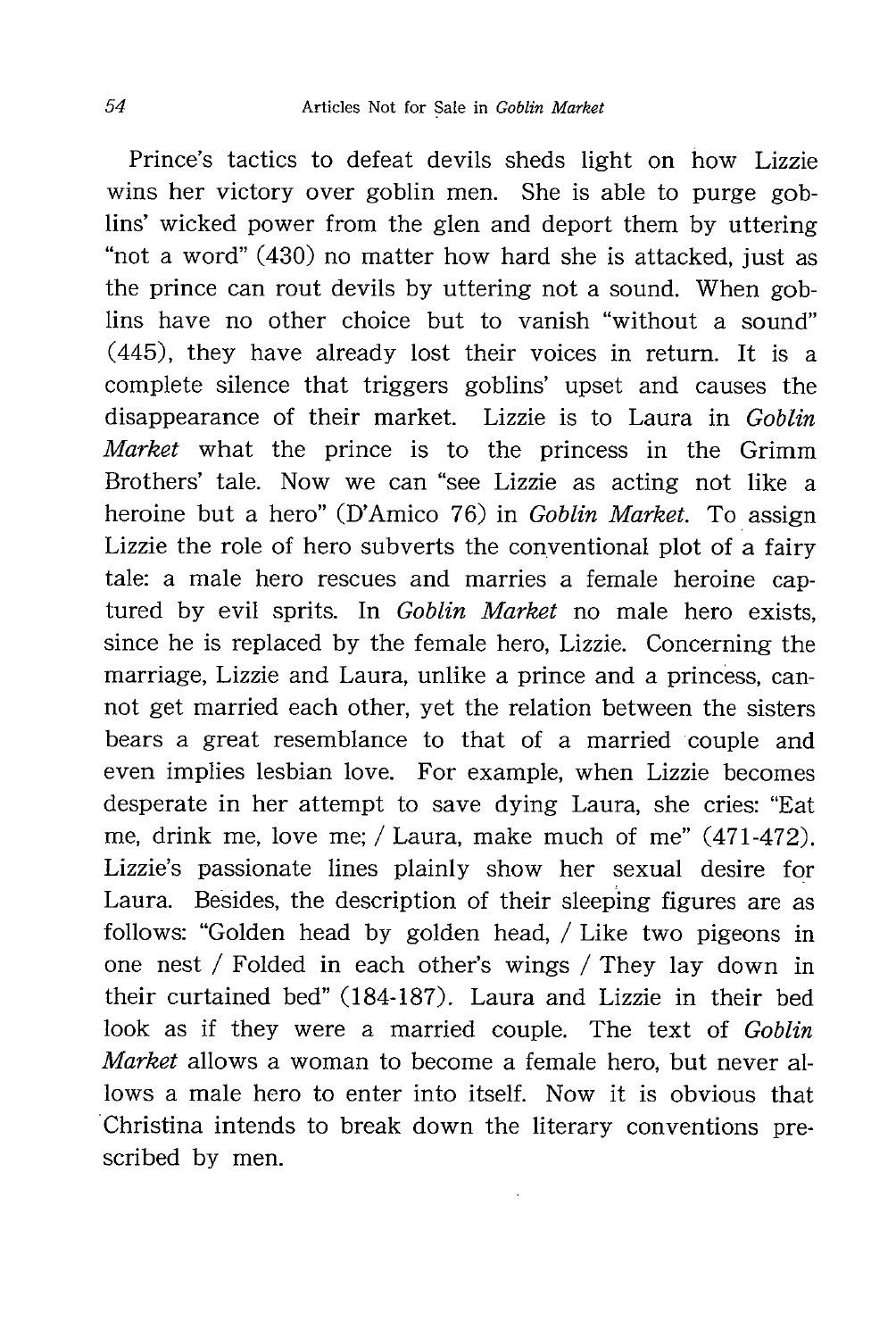Prince's tactics to defeat devils sheds light on how Lizzie wins her victory over goblin men. She is able to purge goblins' wicked power from the glen and deport them by uttering "not a word" (430) no matter how hard she is attacked, just as the prince can rout devils by uttering not a sound. When goblins have no other choice but to vanish "without a sound" (445), they have already lost their voices in return. It is a complete silence that triggers goblins' upset and causes the disappearance of their market. Lizzie is to Laura in *Goblin Market* what the prince is to the princess in the Grimm Brothers' tale. Now we can "see Lizzie as acting not like a heroine but a hero" (D'Amico 76) in *Goblin Market*. To assign Lizzie the role of hero subverts the conventional plot of a fairy tale: a male hero rescues and marries a female heroine captured by evil sprits. In *Goblin Market* no male hero exists, since he is replaced by the female hero, Lizzie. Concerning the marriage, Lizzie and Laura, unlike a prince and a princess, cannot get married each other, yet the relation between the sisters bears a great resemblance to that of a married couple and even implies lesbian love. For example, when Lizzie becomes desperate in her attempt to save dying Laura, she cries: "Eat me, drink me, love me; / Laura, make much of me" (471-472). Lizzie's passionate lines plainly show her sexual desire for Laura. Besides, the description of their sleeping figures are as follows: "Golden head by golden head, / Like two pigeons in one nest / Folded in each other's wings / They lay down in their curtained bed" (184-187). Laura and Lizzie in their bed look as if they were a married couple. The text of *Goblin Market* allows a woman to become a female hero, but never allows a male hero to enter into itself. Now it is obvious that Christina intends to break down the literary conventions prescribed by men.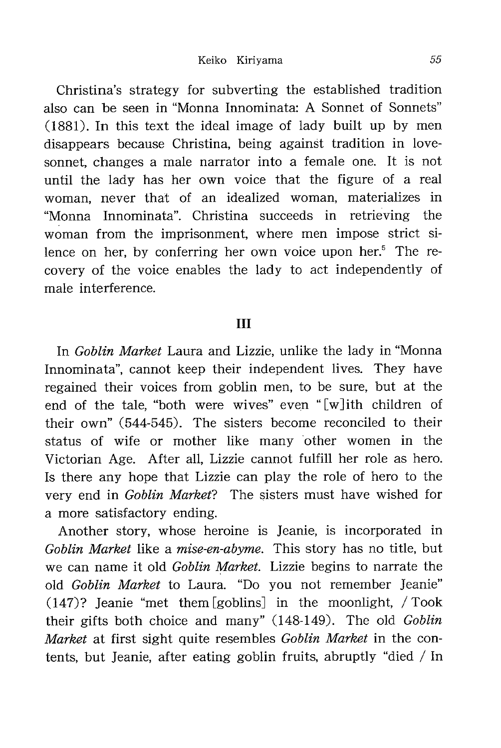Christina's strategy for subverting the established tradition also can be seen in "Monna Innominata: A Sonnet of Sonnets" (1881). In this text the ideal image of lady built up by men disappears because Christina, being against tradition in love-sonnet, changes a male narrator into a female one. It is not until the lady has her own voice that the figure of a real woman, never that of an idealized woman, materializes in "Monna Innominata". Christina succeeds in retrieving the woman from the imprisonment, where men impose strict silence on her, by conferring her own voice upon her.[5] The recovery of the voice enables the lady to act independently of male interference.

## III

In *Goblin Market* Laura and Lizzie, unlike the lady in "Monna Innominata", cannot keep their independent lives. They have regained their voices from goblin men, to be sure, but at the end of the tale, "both were wives" even "[w]ith children of their own" (544-545). The sisters become reconciled to their status of wife or mother like many other women in the Victorian Age. After all, Lizzie cannot fulfill her role as hero. Is there any hope that Lizzie can play the role of hero to the very end in *Goblin Market*? The sisters must have wished for a more satisfactory ending.

Another story, whose heroine is Jeanie, is incorporated in *Goblin Market* like a *mise-en-abyme*. This story has no title, but we can name it old *Goblin Market*. Lizzie begins to narrate the old *Goblin Market* to Laura. "Do you not remember Jeanie" (147)? Jeanie "met them [goblins] in the moonlight, / Took their gifts both choice and many" (148-149). The old *Goblin Market* at first sight quite resembles *Goblin Market* in the contents, but Jeanie, after eating goblin fruits, abruptly "died / In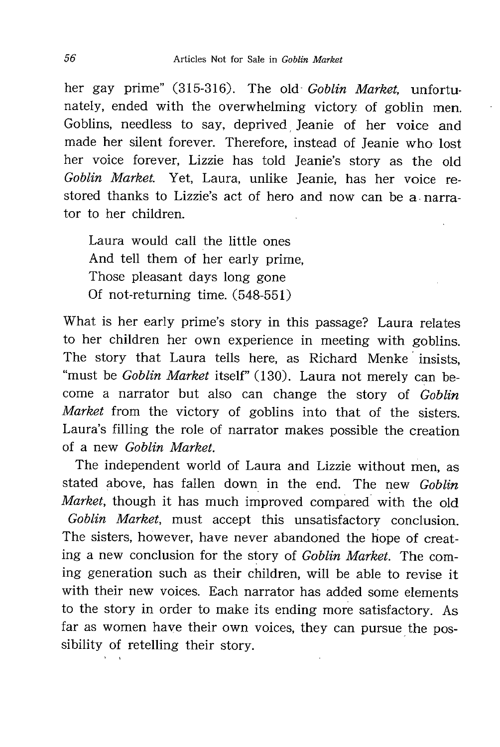her gay prime" (315-316). The old *Goblin Market*, unfortunately, ended with the overwhelming victory of goblin men. Goblins, needless to say, deprived Jeanie of her voice and made her silent forever. Therefore, instead of Jeanie who lost her voice forever, Lizzie has told Jeanie's story as the old *Goblin Market*. Yet, Laura, unlike Jeanie, has her voice restored thanks to Lizzie's act of hero and now can be a narrator to her children.

> Laura would call the little ones
> And tell them of her early prime,
> Those pleasant days long gone
> Of not-returning time. (548-551)

What is her early prime's story in this passage? Laura relates to her children her own experience in meeting with goblins. The story that Laura tells here, as Richard Menke insists, "must be *Goblin Market* itself" (130). Laura not merely can become a narrator but also can change the story of *Goblin Market* from the victory of goblins into that of the sisters. Laura's filling the role of narrator makes possible the creation of a new *Goblin Market*.

The independent world of Laura and Lizzie without men, as stated above, has fallen down in the end. The new *Goblin Market*, though it has much improved compared with the old *Goblin Market*, must accept this unsatisfactory conclusion. The sisters, however, have never abandoned the hope of creating a new conclusion for the story of *Goblin Market*. The coming generation such as their children, will be able to revise it with their new voices. Each narrator has added some elements to the story in order to make its ending more satisfactory. As far as women have their own voices, they can pursue the possibility of retelling their story.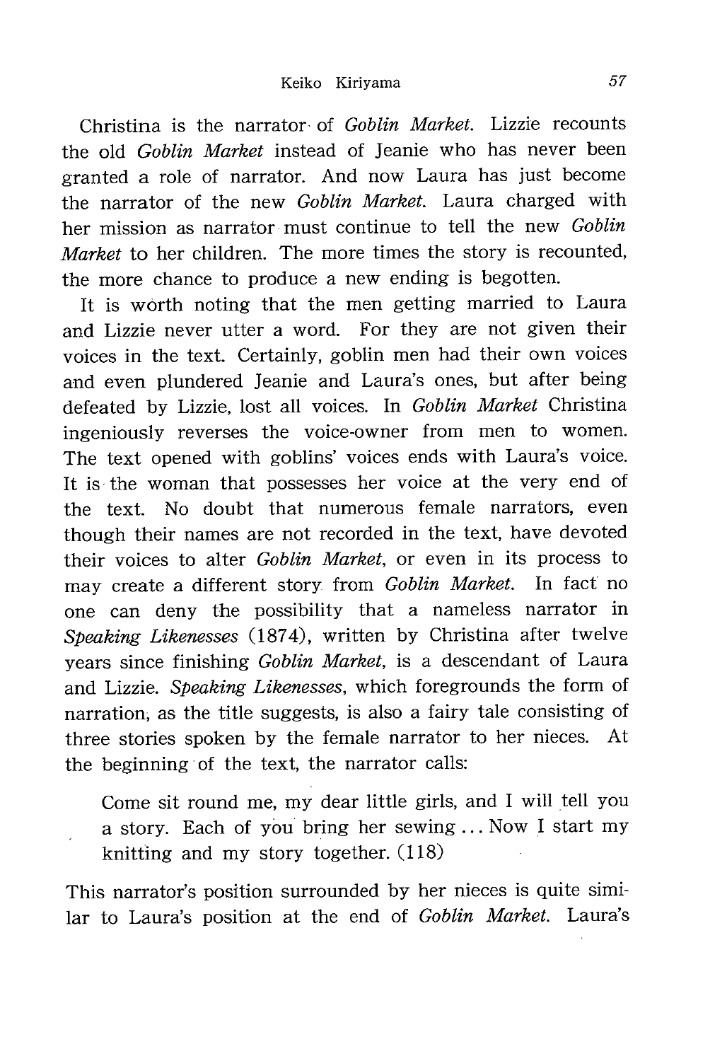Christina is the narrator of *Goblin Market*. Lizzie recounts the old *Goblin Market* instead of Jeanie who has never been granted a role of narrator. And now Laura has just become the narrator of the new *Goblin Market*. Laura charged with her mission as narrator must continue to tell the new *Goblin Market* to her children. The more times the story is recounted, the more chance to produce a new ending is begotten.

It is worth noting that the men getting married to Laura and Lizzie never utter a word. For they are not given their voices in the text. Certainly, goblin men had their own voices and even plundered Jeanie and Laura's ones, but after being defeated by Lizzie, lost all voices. In *Goblin Market* Christina ingeniously reverses the voice-owner from men to women. The text opened with goblins' voices ends with Laura's voice. It is the woman that possesses her voice at the very end of the text. No doubt that numerous female narrators, even though their names are not recorded in the text, have devoted their voices to alter *Goblin Market*, or even in its process to may create a different story from *Goblin Market*. In fact no one can deny the possibility that a nameless narrator in *Speaking Likenesses* (1874), written by Christina after twelve years since finishing *Goblin Market*, is a descendant of Laura and Lizzie. *Speaking Likenesses*, which foregrounds the form of narration, as the title suggests, is also a fairy tale consisting of three stories spoken by the female narrator to her nieces. At the beginning of the text, the narrator calls:

> Come sit round me, my dear little girls, and I will tell you a story. Each of you bring her sewing ... Now I start my knitting and my story together. (118)

This narrator's position surrounded by her nieces is quite similar to Laura's position at the end of *Goblin Market*. Laura's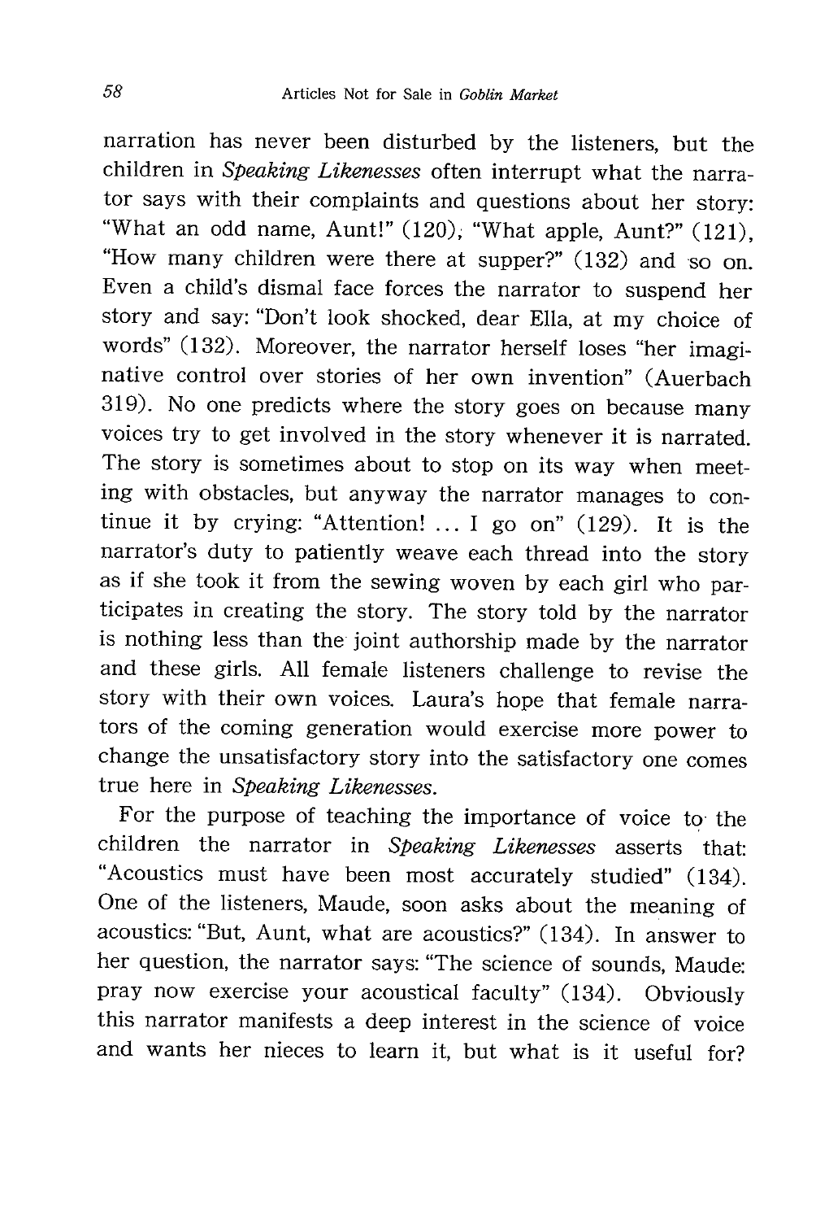narration has never been disturbed by the listeners, but the children in *Speaking Likenesses* often interrupt what the narrator says with their complaints and questions about her story: "What an odd name, Aunt!" (120), "What apple, Aunt?" (121), "How many children were there at supper?" (132) and so on. Even a child's dismal face forces the narrator to suspend her story and say: "Don't look shocked, dear Ella, at my choice of words" (132). Moreover, the narrator herself loses "her imaginative control over stories of her own invention" (Auerbach 319). No one predicts where the story goes on because many voices try to get involved in the story whenever it is narrated. The story is sometimes about to stop on its way when meeting with obstacles, but anyway the narrator manages to continue it by crying: "Attention! ... I go on" (129). It is the narrator's duty to patiently weave each thread into the story as if she took it from the sewing woven by each girl who participates in creating the story. The story told by the narrator is nothing less than the joint authorship made by the narrator and these girls. All female listeners challenge to revise the story with their own voices. Laura's hope that female narrators of the coming generation would exercise more power to change the unsatisfactory story into the satisfactory one comes true here in *Speaking Likenesses*.

For the purpose of teaching the importance of voice to the children the narrator in *Speaking Likenesses* asserts that: "Acoustics must have been most accurately studied" (134). One of the listeners, Maude, soon asks about the meaning of acoustics: "But, Aunt, what are acoustics?" (134). In answer to her question, the narrator says: "The science of sounds, Maude: pray now exercise your acoustical faculty" (134). Obviously this narrator manifests a deep interest in the science of voice and wants her nieces to learn it, but what is it useful for?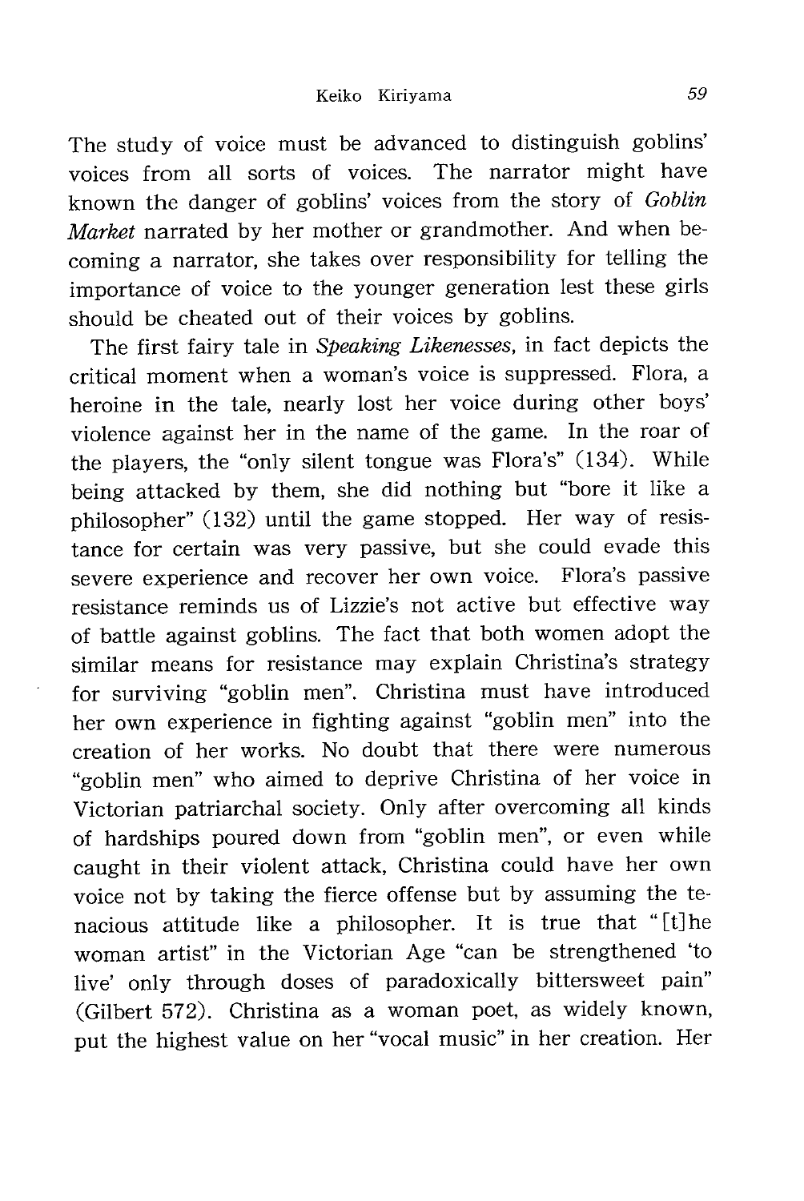The study of voice must be advanced to distinguish goblins' voices from all sorts of voices. The narrator might have known the danger of goblins' voices from the story of *Goblin Market* narrated by her mother or grandmother. And when becoming a narrator, she takes over responsibility for telling the importance of voice to the younger generation lest these girls should be cheated out of their voices by goblins.

The first fairy tale in *Speaking Likenesses*, in fact depicts the critical moment when a woman's voice is suppressed. Flora, a heroine in the tale, nearly lost her voice during other boys' violence against her in the name of the game. In the roar of the players, the "only silent tongue was Flora's" (134). While being attacked by them, she did nothing but "bore it like a philosopher" (132) until the game stopped. Her way of resistance for certain was very passive, but she could evade this severe experience and recover her own voice. Flora's passive resistance reminds us of Lizzie's not active but effective way of battle against goblins. The fact that both women adopt the similar means for resistance may explain Christina's strategy for surviving "goblin men". Christina must have introduced her own experience in fighting against "goblin men" into the creation of her works. No doubt that there were numerous "goblin men" who aimed to deprive Christina of her voice in Victorian patriarchal society. Only after overcoming all kinds of hardships poured down from "goblin men", or even while caught in their violent attack, Christina could have her own voice not by taking the fierce offense but by assuming the tenacious attitude like a philosopher. It is true that "[t]he woman artist" in the Victorian Age "can be strengthened 'to live' only through doses of paradoxically bittersweet pain" (Gilbert 572). Christina as a woman poet, as widely known, put the highest value on her "vocal music" in her creation. Her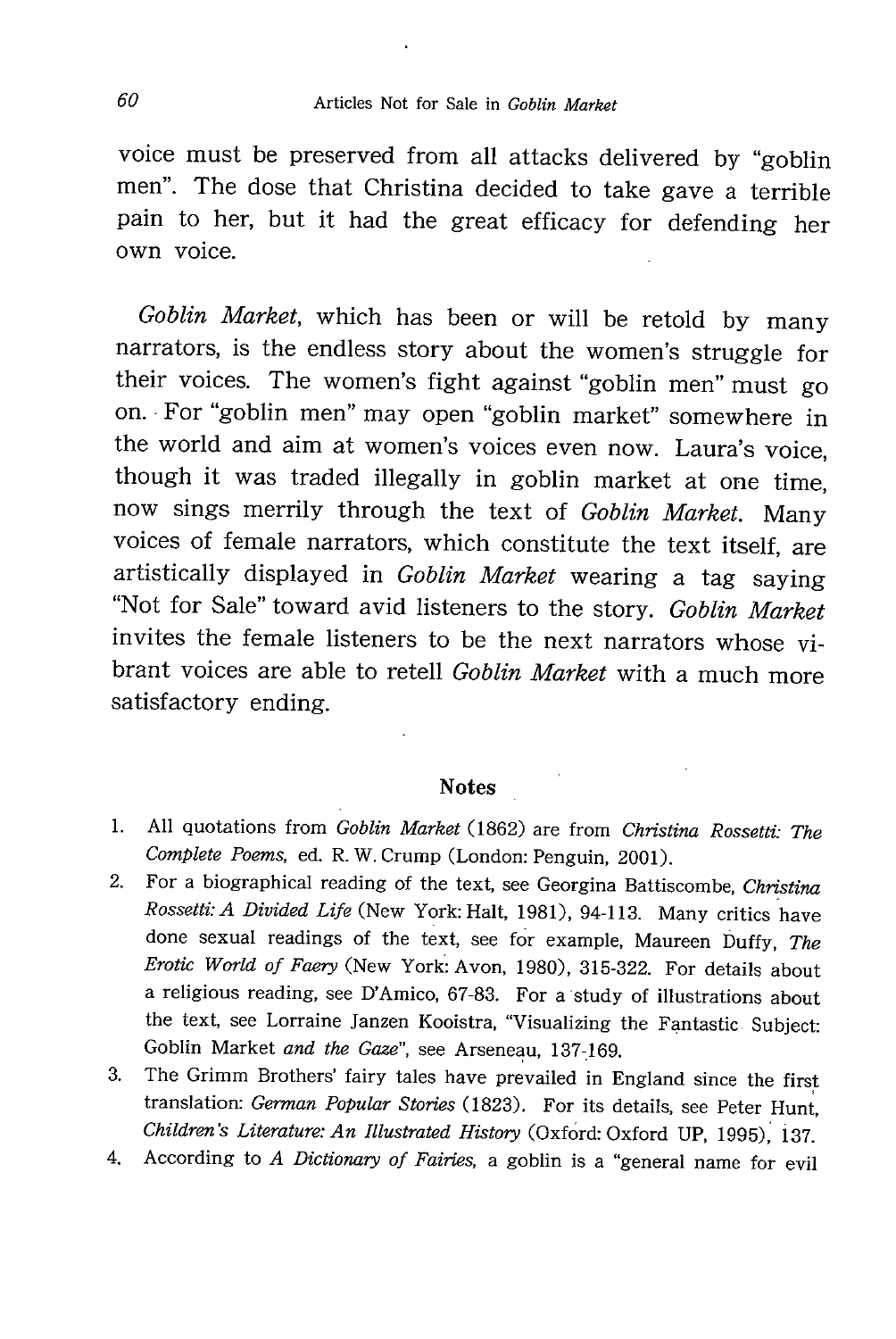voice must be preserved from all attacks delivered by "goblin men". The dose that Christina decided to take gave a terrible pain to her, but it had the great efficacy for defending her own voice.

*Goblin Market*, which has been or will be retold by many narrators, is the endless story about the women's struggle for their voices. The women's fight against "goblin men" must go on. For "goblin men" may open "goblin market" somewhere in the world and aim at women's voices even now. Laura's voice, though it was traded illegally in goblin market at one time, now sings merrily through the text of *Goblin Market*. Many voices of female narrators, which constitute the text itself, are artistically displayed in *Goblin Market* wearing a tag saying "Not for Sale" toward avid listeners to the story. *Goblin Market* invites the female listeners to be the next narrators whose vibrant voices are able to retell *Goblin Market* with a much more satisfactory ending.

## Notes

1. All quotations from *Goblin Market* (1862) are from *Christina Rossetti: The Complete Poems*, ed. R. W. Crump (London: Penguin, 2001).
2. For a biographical reading of the text, see Georgina Battiscombe, *Christina Rossetti: A Divided Life* (New York: Halt, 1981), 94-113. Many critics have done sexual readings of the text, see for example, Maureen Duffy, *The Erotic World of Faery* (New York: Avon, 1980), 315-322. For details about a religious reading, see D'Amico, 67-83. For a study of illustrations about the text, see Lorraine Janzen Kooistra, "Visualizing the Fantastic Subject: Goblin Market *and the Gaze*", see Arseneau, 137-169.
3. The Grimm Brothers' fairy tales have prevailed in England since the first translation: *German Popular Stories* (1823). For its details, see Peter Hunt, *Children's Literature: An Illustrated History* (Oxford: Oxford UP, 1995), 137.
4. According to *A Dictionary of Fairies*, a goblin is a "general name for evil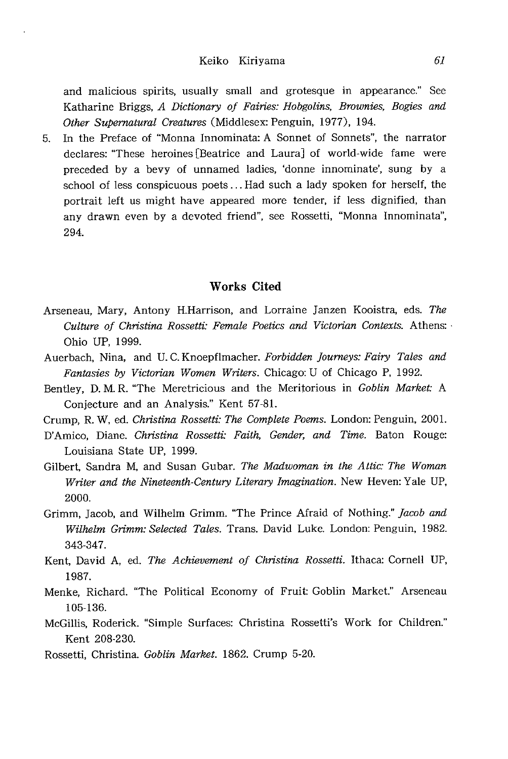and malicious spirits, usually small and grotesque in appearance." See Katharine Briggs, *A Dictionary of Fairies: Hobgolins, Brownies, Bogies and Other Supernatural Creatures* (Middlesex: Penguin, 1977), 194.

5. In the Preface of "Monna Innominata: A Sonnet of Sonnets", the narrator declares: "These heroines [Beatrice and Laura] of world-wide fame were preceded by a bevy of unnamed ladies, 'donne innominate', sung by a school of less conspicuous poets... Had such a lady spoken for herself, the portrait left us might have appeared more tender, if less dignified, than any drawn even by a devoted friend", see Rossetti, "Monna Innominata", 294.

## Works Cited

Arseneau, Mary, Antony H.Harrison, and Lorraine Janzen Kooistra, eds. *The Culture of Christina Rossetti: Female Poetics and Victorian Contexts.* Athens: Ohio UP, 1999.

Auerbach, Nina, and U. C. Knoepflmacher. *Forbidden Journeys: Fairy Tales and Fantasies by Victorian Women Writers.* Chicago: U of Chicago P, 1992.

Bentley, D. M. R. "The Meretricious and the Meritorious in *Goblin Market:* A Conjecture and an Analysis." Kent 57-81.

Crump, R. W, ed. *Christina Rossetti: The Complete Poems.* London: Penguin, 2001.

D'Amico, Diane. *Christina Rossetti: Faith, Gender, and Time.* Baton Rouge: Louisiana State UP, 1999.

Gilbert, Sandra M, and Susan Gubar. *The Madwoman in the Attic: The Woman Writer and the Nineteenth-Century Literary Imagination.* New Heven: Yale UP, 2000.

Grimm, Jacob, and Wilhelm Grimm. "The Prince Afraid of Nothing." *Jacob and Wilhelm Grimm: Selected Tales.* Trans. David Luke. London: Penguin, 1982. 343-347.

Kent, David A, ed. *The Achievement of Christina Rossetti.* Ithaca: Cornell UP, 1987.

Menke, Richard. "The Political Economy of Fruit: Goblin Market." Arseneau 105-136.

McGillis, Roderick. "Simple Surfaces: Christina Rossetti's Work for Children." Kent 208-230.

Rossetti, Christina. *Goblin Market.* 1862. Crump 5-20.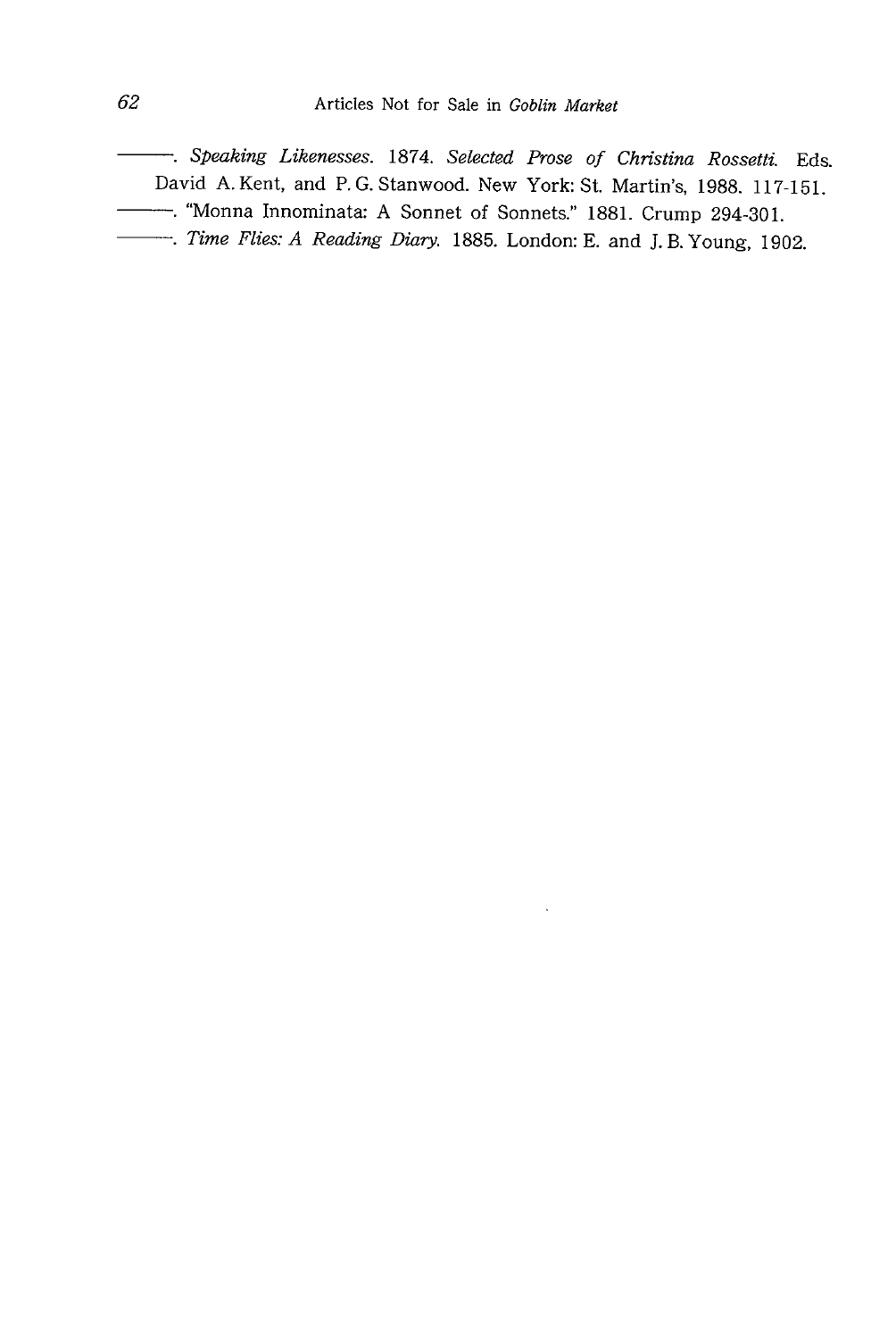———. *Speaking Likenesses*. 1874. *Selected Prose of Christina Rossetti*. Eds. David A. Kent, and P. G. Stanwood. New York: St. Martin's, 1988. 117-151.

———. "Monna Innominata: A Sonnet of Sonnets." 1881. Crump 294-301.

———. *Time Flies: A Reading Diary*. 1885. London: E. and J. B. Young, 1902.